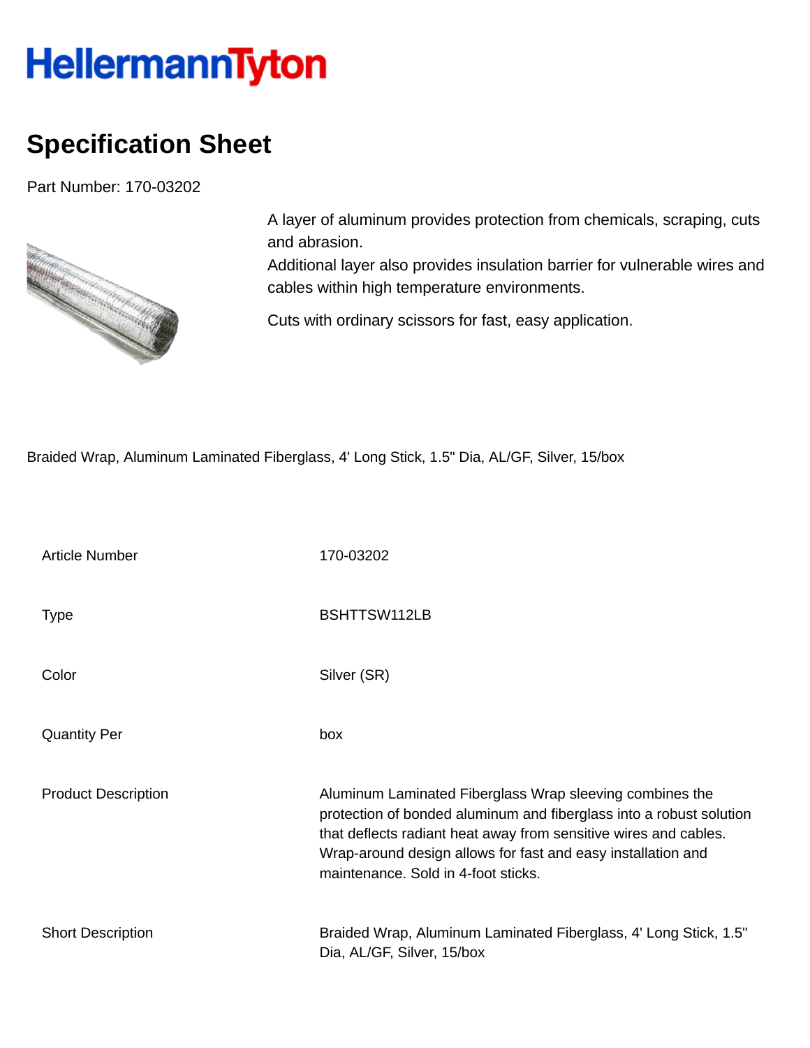HellermannTyton

# Specification Sheet

Part Number: 170-03202

A layer of aluminum provides protection from chemicals, scraping, cuts and abrasion.
Additional layer also provides insulation barrier for vulnerable wires and cables within high temperature environments.

Cuts with ordinary scissors for fast, easy application.

Braided Wrap, Aluminum Laminated Fiberglass, 4' Long Stick, 1.5" Dia, AL/GF, Silver, 15/box

| | |
|---|---|
| Article Number | 170-03202 |
| Type | BSHTTSW112LB |
| Color | Silver (SR) |
| Quantity Per | box |
| Product Description | Aluminum Laminated Fiberglass Wrap sleeving combines the protection of bonded aluminum and fiberglass into a robust solution that deflects radiant heat away from sensitive wires and cables. Wrap-around design allows for fast and easy installation and maintenance. Sold in 4-foot sticks. |
| Short Description | Braided Wrap, Aluminum Laminated Fiberglass, 4' Long Stick, 1.5" Dia, AL/GF, Silver, 15/box |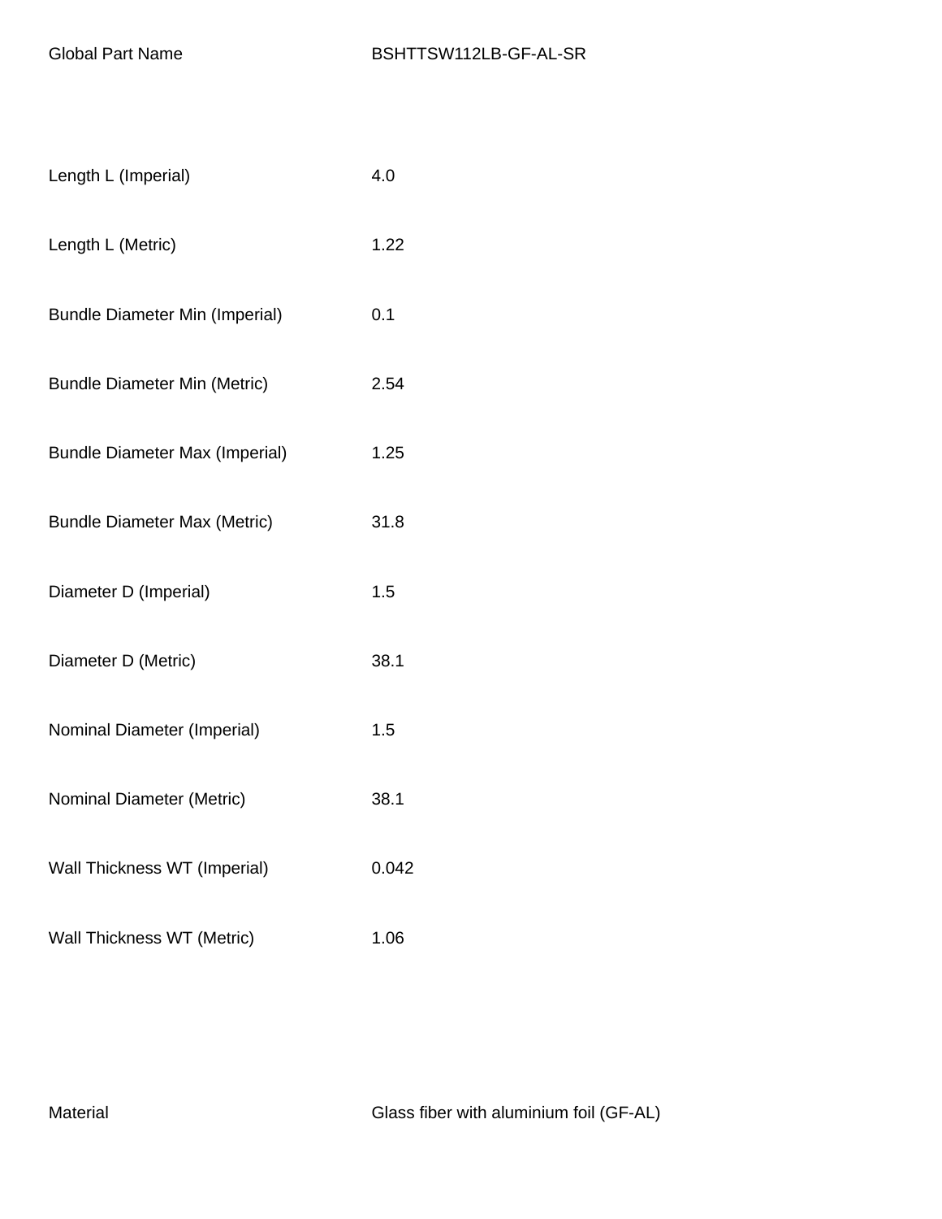| | |
|---|---|
| Global Part Name | BSHTTSW112LB-GF-AL-SR |
| Length L (Imperial) | 4.0 |
| Length L (Metric) | 1.22 |
| Bundle Diameter Min (Imperial) | 0.1 |
| Bundle Diameter Min (Metric) | 2.54 |
| Bundle Diameter Max (Imperial) | 1.25 |
| Bundle Diameter Max (Metric) | 31.8 |
| Diameter D (Imperial) | 1.5 |
| Diameter D (Metric) | 38.1 |
| Nominal Diameter (Imperial) | 1.5 |
| Nominal Diameter (Metric) | 38.1 |
| Wall Thickness WT (Imperial) | 0.042 |
| Wall Thickness WT (Metric) | 1.06 |
| Material | Glass fiber with aluminium foil (GF-AL) |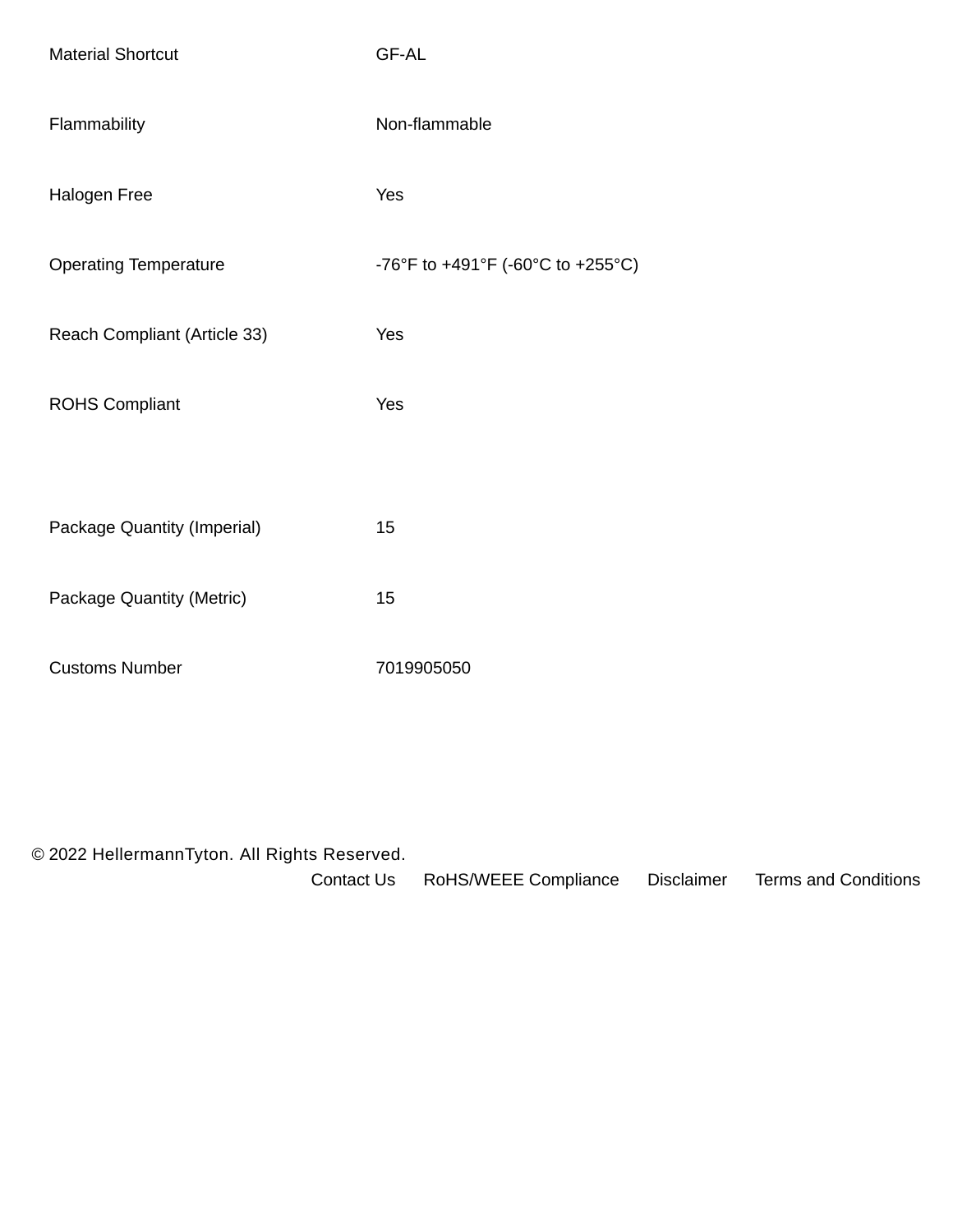| | |
|---|---|
| Material Shortcut | GF-AL |
| Flammability | Non-flammable |
| Halogen Free | Yes |
| Operating Temperature | -76°F to +491°F (-60°C to +255°C) |
| Reach Compliant (Article 33) | Yes |
| ROHS Compliant | Yes |

| | |
|---|---|
| Package Quantity (Imperial) | 15 |
| Package Quantity (Metric) | 15 |
| Customs Number | 7019905050 |

© 2022 HellermannTyton. All Rights Reserved.

Contact Us RoHS/WEEE Compliance Disclaimer Terms and Conditions